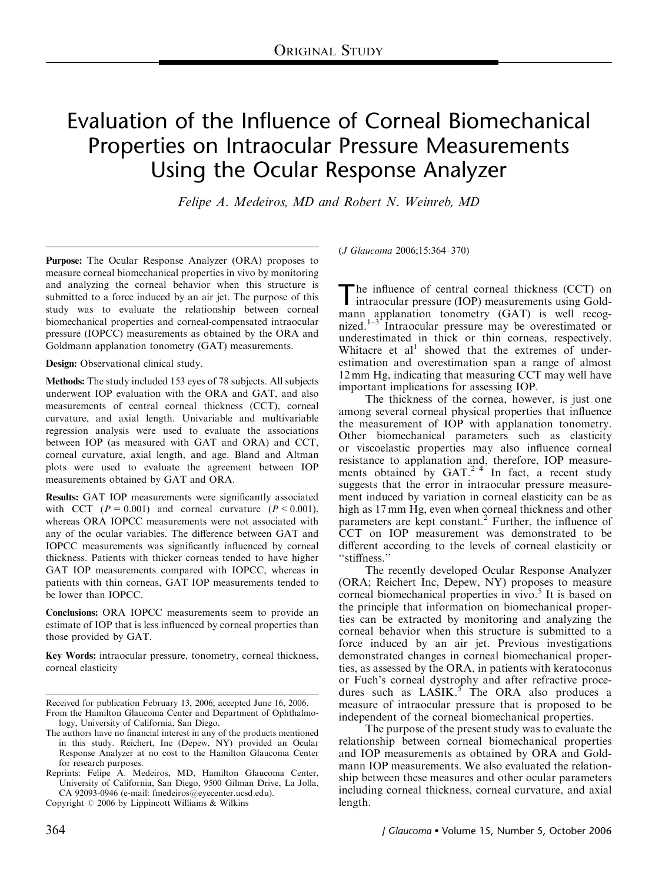ORIGINAL STUDY

# Evaluation of the Influence of Corneal Biomechanical Properties on Intraocular Pressure Measurements Using the Ocular Response Analyzer

*Felipe A. Medeiros, MD and Robert N. Weinreb, MD*

**Purpose:** The Ocular Response Analyzer (ORA) proposes to measure corneal biomechanical properties in vivo by monitoring and analyzing the corneal behavior when this structure is submitted to a force induced by an air jet. The purpose of this study was to evaluate the relationship between corneal biomechanical properties and corneal-compensated intraocular pressure (IOPCC) measurements as obtained by the ORA and Goldmann applanation tonometry (GAT) measurements.

**Design:** Observational clinical study.

**Methods:** The study included 153 eyes of 78 subjects. All subjects underwent IOP evaluation with the ORA and GAT, and also measurements of central corneal thickness (CCT), corneal curvature, and axial length. Univariable and multivariable regression analysis were used to evaluate the associations between IOP (as measured with GAT and ORA) and CCT, corneal curvature, axial length, and age. Bland and Altman plots were used to evaluate the agreement between IOP measurements obtained by GAT and ORA.

**Results:** GAT IOP measurements were significantly associated with CCT ($P = 0.001$) and corneal curvature ($P < 0.001$), whereas ORA IOPCC measurements were not associated with any of the ocular variables. The difference between GAT and IOPCC measurements was significantly influenced by corneal thickness. Patients with thicker corneas tended to have higher GAT IOP measurements compared with IOPCC, whereas in patients with thin corneas, GAT IOP measurements tended to be lower than IOPCC.

**Conclusions:** ORA IOPCC measurements seem to provide an estimate of IOP that is less influenced by corneal properties than those provided by GAT.

**Key Words:** intraocular pressure, tonometry, corneal thickness, corneal elasticity

(*J Glaucoma* 2006;15:364–370)

The influence of central corneal thickness (CCT) on intraocular pressure (IOP) measurements using Goldmann applanation tonometry (GAT) is well recognized.[1–3] Intraocular pressure may be overestimated or underestimated in thick or thin corneas, respectively. Whitacre et al[1] showed that the extremes of underestimation and overestimation span a range of almost 12 mm Hg, indicating that measuring CCT may well have important implications for assessing IOP.

The thickness of the cornea, however, is just one among several corneal physical properties that influence the measurement of IOP with applanation tonometry. Other biomechanical parameters such as elasticity or viscoelastic properties may also influence corneal resistance to applanation and, therefore, IOP measurements obtained by GAT.[2–4] In fact, a recent study suggests that the error in intraocular pressure measurement induced by variation in corneal elasticity can be as high as 17 mm Hg, even when corneal thickness and other parameters are kept constant.[2] Further, the influence of CCT on IOP measurement was demonstrated to be different according to the levels of corneal elasticity or "stiffness."

The recently developed Ocular Response Analyzer (ORA; Reichert Inc, Depew, NY) proposes to measure corneal biomechanical properties in vivo.[5] It is based on the principle that information on biomechanical properties can be extracted by monitoring and analyzing the corneal behavior when this structure is submitted to a force induced by an air jet. Previous investigations demonstrated changes in corneal biomechanical properties, as assessed by the ORA, in patients with keratoconus or Fuch's corneal dystrophy and after refractive procedures such as LASIK.[5] The ORA also produces a measure of intraocular pressure that is proposed to be independent of the corneal biomechanical properties.

The purpose of the present study was to evaluate the relationship between corneal biomechanical properties and IOP measurements as obtained by ORA and Goldmann IOP measurements. We also evaluated the relationship between these measures and other ocular parameters including corneal thickness, corneal curvature, and axial length.

Received for publication February 13, 2006; accepted June 16, 2006.

From the Hamilton Glaucoma Center and Department of Ophthalmology, University of California, San Diego.

The authors have no financial interest in any of the products mentioned in this study. Reichert, Inc (Depew, NY) provided an Ocular Response Analyzer at no cost to the Hamilton Glaucoma Center for research purposes.

Reprints: Felipe A. Medeiros, MD, Hamilton Glaucoma Center, University of California, San Diego, 9500 Gilman Drive, La Jolla, CA 92093-0946 (e-mail: fmedeiros@eyecenter.ucsd.edu).

Copyright © 2006 by Lippincott Williams & Wilkins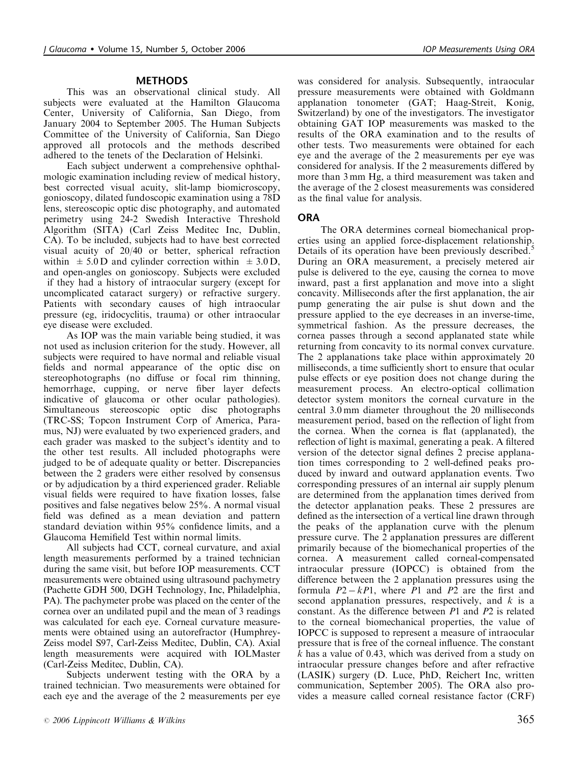## METHODS

This was an observational clinical study. All subjects were evaluated at the Hamilton Glaucoma Center, University of California, San Diego, from January 2004 to September 2005. The Human Subjects Committee of the University of California, San Diego approved all protocols and the methods described adhered to the tenets of the Declaration of Helsinki.

Each subject underwent a comprehensive ophthalmologic examination including review of medical history, best corrected visual acuity, slit-lamp biomicroscopy, gonioscopy, dilated fundoscopic examination using a 78D lens, stereoscopic optic disc photography, and automated perimetry using 24-2 Swedish Interactive Threshold Algorithm (SITA) (Carl Zeiss Meditec Inc, Dublin, CA). To be included, subjects had to have best corrected visual acuity of 20/40 or better, spherical refraction within $\pm$ 5.0 D and cylinder correction within $\pm$ 3.0 D, and open-angles on gonioscopy. Subjects were excluded if they had a history of intraocular surgery (except for uncomplicated cataract surgery) or refractive surgery. Patients with secondary causes of high intraocular pressure (eg, iridocyclitis, trauma) or other intraocular eye disease were excluded.

As IOP was the main variable being studied, it was not used as inclusion criterion for the study. However, all subjects were required to have normal and reliable visual fields and normal appearance of the optic disc on stereophotographs (no diffuse or focal rim thinning, hemorrhage, cupping, or nerve fiber layer defects indicative of glaucoma or other ocular pathologies). Simultaneous stereoscopic optic disc photographs (TRC-SS; Topcon Instrument Corp of America, Paramus, NJ) were evaluated by two experienced graders, and each grader was masked to the subject's identity and to the other test results. All included photographs were judged to be of adequate quality or better. Discrepancies between the 2 graders were either resolved by consensus or by adjudication by a third experienced grader. Reliable visual fields were required to have fixation losses, false positives and false negatives below 25%. A normal visual field was defined as a mean deviation and pattern standard deviation within 95% confidence limits, and a Glaucoma Hemifield Test within normal limits.

All subjects had CCT, corneal curvature, and axial length measurements performed by a trained technician during the same visit, but before IOP measurements. CCT measurements were obtained using ultrasound pachymetry (Pachette GDH 500, DGH Technology, Inc, Philadelphia, PA). The pachymeter probe was placed on the center of the cornea over an undilated pupil and the mean of 3 readings was calculated for each eye. Corneal curvature measurements were obtained using an autorefractor (Humphrey-Zeiss model S97, Carl-Zeiss Meditec, Dublin, CA). Axial length measurements were acquired with IOLMaster (Carl-Zeiss Meditec, Dublin, CA).

Subjects underwent testing with the ORA by a trained technician. Two measurements were obtained for each eye and the average of the 2 measurements per eye was considered for analysis. Subsequently, intraocular pressure measurements were obtained with Goldmann applanation tonometer (GAT; Haag-Streit, Konig, Switzerland) by one of the investigators. The investigator obtaining GAT IOP measurements was masked to the results of the ORA examination and to the results of other tests. Two measurements were obtained for each eye and the average of the 2 measurements per eye was considered for analysis. If the 2 measurements differed by more than 3 mm Hg, a third measurement was taken and the average of the 2 closest measurements was considered as the final value for analysis.

## ORA

The ORA determines corneal biomechanical properties using an applied force-displacement relationship. Details of its operation have been previously described.[5] During an ORA measurement, a precisely metered air pulse is delivered to the eye, causing the cornea to move inward, past a first applanation and move into a slight concavity. Milliseconds after the first applanation, the air pump generating the air pulse is shut down and the pressure applied to the eye decreases in an inverse-time, symmetrical fashion. As the pressure decreases, the cornea passes through a second applanated state while returning from concavity to its normal convex curvature. The 2 applanations take place within approximately 20 milliseconds, a time sufficiently short to ensure that ocular pulse effects or eye position does not change during the measurement process. An electro-optical collimation detector system monitors the corneal curvature in the central 3.0 mm diameter throughout the 20 milliseconds measurement period, based on the reflection of light from the cornea. When the cornea is flat (applanated), the reflection of light is maximal, generating a peak. A filtered version of the detector signal defines 2 precise applanation times corresponding to 2 well-defined peaks produced by inward and outward applanation events. Two corresponding pressures of an internal air supply plenum are determined from the applanation times derived from the detector applanation peaks. These 2 pressures are defined as the intersection of a vertical line drawn through the peaks of the applanation curve with the plenum pressure curve. The 2 applanation pressures are different primarily because of the biomechanical properties of the cornea. A measurement called corneal-compensated intraocular pressure (IOPCC) is obtained from the difference between the 2 applanation pressures using the formula $P2 - kP1$, where $P1$ and $P2$ are the first and second applanation pressures, respectively, and $k$ is a constant. As the difference between $P1$ and $P2$ is related to the corneal biomechanical properties, the value of IOPCC is supposed to represent a measure of intraocular pressure that is free of the corneal influence. The constant $k$ has a value of 0.43, which was derived from a study on intraocular pressure changes before and after refractive (LASIK) surgery (D. Luce, PhD, Reichert Inc, written communication, September 2005). The ORA also provides a measure called corneal resistance factor (CRF)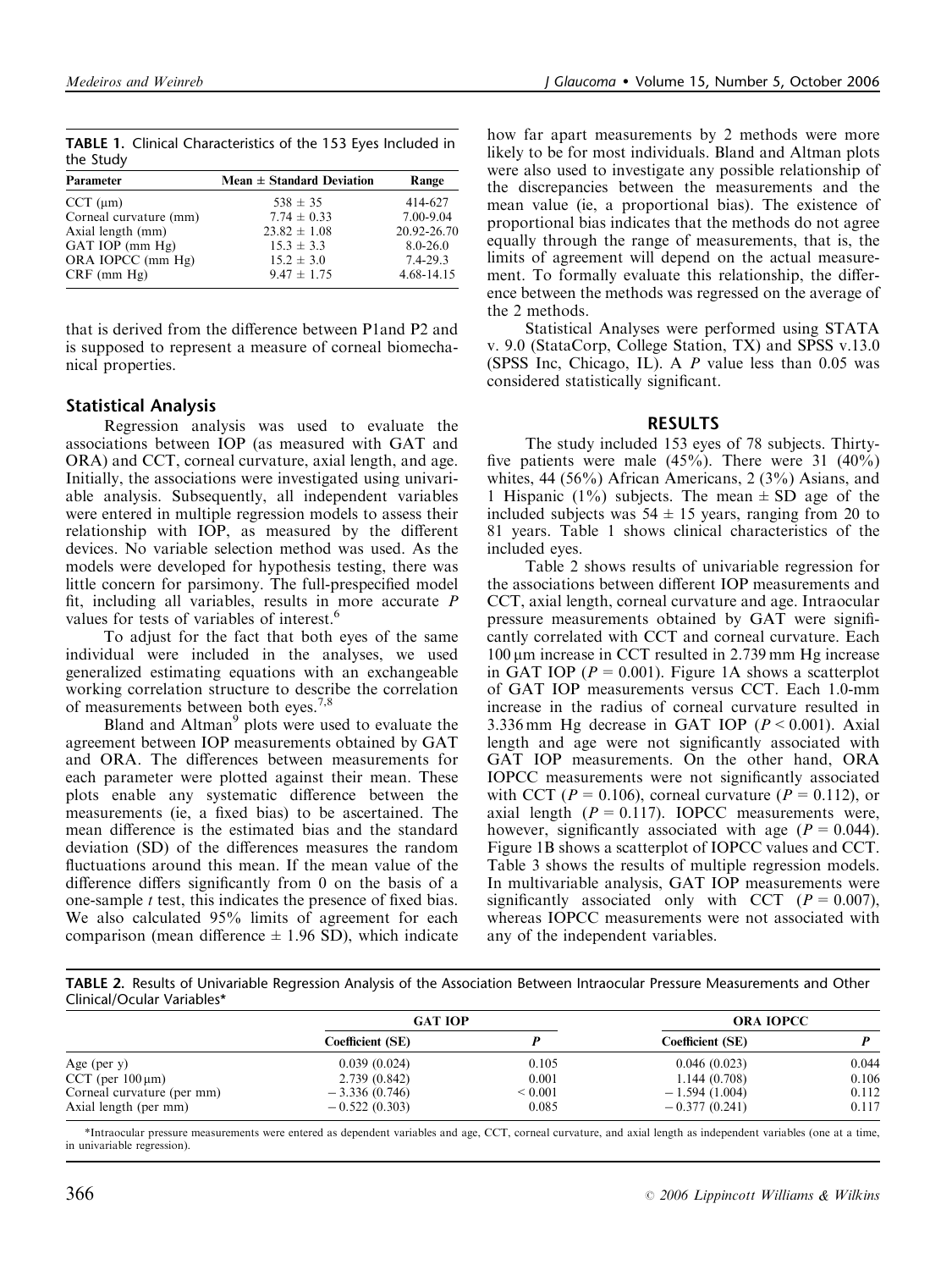**TABLE 1.** Clinical Characteristics of the 153 Eyes Included in the Study

| Parameter | Mean ± Standard Deviation | Range |
|---|---|---|
| CCT (μm) | 538 ± 35 | 414-627 |
| Corneal curvature (mm) | 7.74 ± 0.33 | 7.00-9.04 |
| Axial length (mm) | 23.82 ± 1.08 | 20.92-26.70 |
| GAT IOP (mm Hg) | 15.3 ± 3.3 | 8.0-26.0 |
| ORA IOPCC (mm Hg) | 15.2 ± 3.0 | 7.4-29.3 |
| CRF (mm Hg) | 9.47 ± 1.75 | 4.68-14.15 |

that is derived from the difference between P1and P2 and is supposed to represent a measure of corneal biomechanical properties.

## Statistical Analysis

Regression analysis was used to evaluate the associations between IOP (as measured with GAT and ORA) and CCT, corneal curvature, axial length, and age. Initially, the associations were investigated using univariable analysis. Subsequently, all independent variables were entered in multiple regression models to assess their relationship with IOP, as measured by the different devices. No variable selection method was used. As the models were developed for hypothesis testing, there was little concern for parsimony. The full-prespecified model fit, including all variables, results in more accurate *P* values for tests of variables of interest.[6]

To adjust for the fact that both eyes of the same individual were included in the analyses, we used generalized estimating equations with an exchangeable working correlation structure to describe the correlation of measurements between both eyes.[7,8]

Bland and Altman[9] plots were used to evaluate the agreement between IOP measurements obtained by GAT and ORA. The differences between measurements for each parameter were plotted against their mean. These plots enable any systematic difference between the measurements (ie, a fixed bias) to be ascertained. The mean difference is the estimated bias and the standard deviation (SD) of the differences measures the random fluctuations around this mean. If the mean value of the difference differs significantly from 0 on the basis of a one-sample *t* test, this indicates the presence of fixed bias. We also calculated 95% limits of agreement for each comparison (mean difference ± 1.96 SD), which indicate how far apart measurements by 2 methods were more likely to be for most individuals. Bland and Altman plots were also used to investigate any possible relationship of the discrepancies between the measurements and the mean value (ie, a proportional bias). The existence of proportional bias indicates that the methods do not agree equally through the range of measurements, that is, the limits of agreement will depend on the actual measurement. To formally evaluate this relationship, the difference between the methods was regressed on the average of the 2 methods.

Statistical Analyses were performed using STATA v. 9.0 (StataCorp, College Station, TX) and SPSS v.13.0 (SPSS Inc, Chicago, IL). A *P* value less than 0.05 was considered statistically significant.

## RESULTS

The study included 153 eyes of 78 subjects. Thirty-five patients were male (45%). There were 31 (40%) whites, 44 (56%) African Americans, 2 (3%) Asians, and 1 Hispanic (1%) subjects. The mean ± SD age of the included subjects was 54 ± 15 years, ranging from 20 to 81 years. Table 1 shows clinical characteristics of the included eyes.

Table 2 shows results of univariable regression for the associations between different IOP measurements and CCT, axial length, corneal curvature and age. Intraocular pressure measurements obtained by GAT were significantly correlated with CCT and corneal curvature. Each 100 μm increase in CCT resulted in 2.739 mm Hg increase in GAT IOP ($P = 0.001$). Figure 1A shows a scatterplot of GAT IOP measurements versus CCT. Each 1.0-mm increase in the radius of corneal curvature resulted in 3.336 mm Hg decrease in GAT IOP ($P < 0.001$). Axial length and age were not significantly associated with GAT IOP measurements. On the other hand, ORA IOPCC measurements were not significantly associated with CCT ($P = 0.106$), corneal curvature ($P = 0.112$), or axial length ($P = 0.117$). IOPCC measurements were, however, significantly associated with age ($P = 0.044$). Figure 1B shows a scatterplot of IOPCC values and CCT. Table 3 shows the results of multiple regression models. In multivariable analysis, GAT IOP measurements were significantly associated only with CCT ($P = 0.007$), whereas IOPCC measurements were not associated with any of the independent variables.

**TABLE 2.** Results of Univariable Regression Analysis of the Association Between Intraocular Pressure Measurements and Other Clinical/Ocular Variables*

| | GAT IOP | | ORA IOPCC | |
|---|---|---|---|---|
| | Coefficient (SE) | *P* | Coefficient (SE) | *P* |
| Age (per y) | 0.039 (0.024) | 0.105 | 0.046 (0.023) | 0.044 |
| CCT (per 100 μm) | 2.739 (0.842) | 0.001 | 1.144 (0.708) | 0.106 |
| Corneal curvature (per mm) | −3.336 (0.746) | < 0.001 | −1.594 (1.004) | 0.112 |
| Axial length (per mm) | −0.522 (0.303) | 0.085 | −0.377 (0.241) | 0.117 |

*Intraocular pressure measurements were entered as dependent variables and age, CCT, corneal curvature, and axial length as independent variables (one at a time, in univariable regression).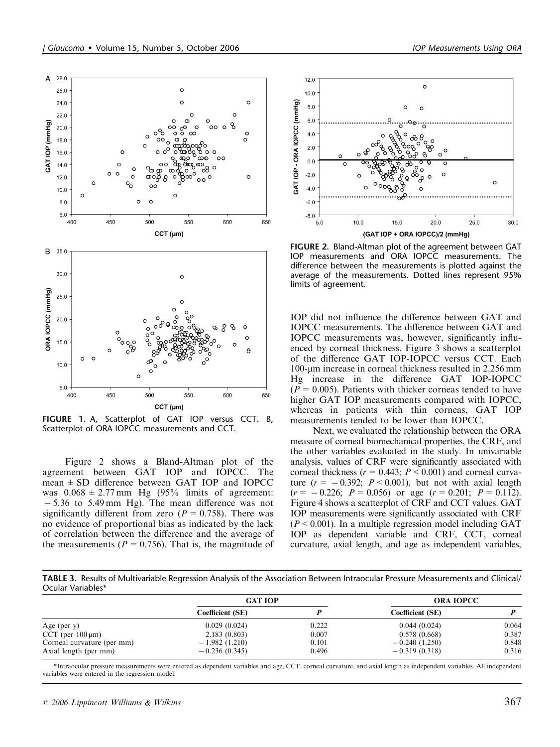FIGURE 1. A, Scatterplot of GAT IOP versus CCT. B, Scatterplot of ORA IOPCC measurements and CCT.

Figure 2 shows a Bland-Altman plot of the agreement between GAT IOP and IOPCC. The mean ± SD difference between GAT IOP and IOPCC was 0.068 ± 2.77 mm Hg (95% limits of agreement: − 5.36 to 5.49 mm Hg). The mean difference was not significantly different from zero ($P = 0.758$). There was no evidence of proportional bias as indicated by the lack of correlation between the difference and the average of the measurements ($P = 0.756$). That is, the magnitude of IOP did not influence the difference between GAT and IOPCC measurements. The difference between GAT and IOPCC measurements was, however, significantly influenced by corneal thickness. Figure 3 shows a scatterplot of the difference GAT IOP-IOPCC versus CCT. Each 100-μm increase in corneal thickness resulted in 2.256 mm Hg increase in the difference GAT IOP-IOPCC ($P = 0.005$). Patients with thicker corneas tended to have higher GAT IOP measurements compared with IOPCC, whereas in patients with thin corneas, GAT IOP measurements tended to be lower than IOPCC.

FIGURE 2. Bland-Altman plot of the agreement between GAT IOP measurements and ORA IOPCC measurements. The difference between the measurements is plotted against the average of the measurements. Dotted lines represent 95% limits of agreement.

Next, we evaluated the relationship between the ORA measure of corneal biomechanical properties, the CRF, and the other variables evaluated in the study. In univariable analysis, values of CRF were significantly associated with corneal thickness ($r = 0.443$; $P < 0.001$) and corneal curvature ($r = -0.392$; $P < 0.001$), but not with axial length ($r = -0.226$; $P = 0.056$) or age ($r = 0.201$; $P = 0.112$). Figure 4 shows a scatterplot of CRF and CCT values. GAT IOP measurements were significantly associated with CRF ($P < 0.001$). In a multiple regression model including GAT IOP as dependent variable and CRF, CCT, corneal curvature, axial length, and age as independent variables,

**TABLE 3.** Results of Multivariable Regression Analysis of the Association Between Intraocular Pressure Measurements and Clinical/Ocular Variables*

| | GAT IOP | | ORA IOPCC | |
|---|---|---|---|---|
| | Coefficient (SE) | P | Coefficient (SE) | P |
| Age (per y) | 0.029 (0.024) | 0.222 | 0.044 (0.024) | 0.064 |
| CCT (per 100 μm) | 2.183 (0.803) | 0.007 | 0.578 (0.668) | 0.387 |
| Corneal curvature (per mm) | − 1.982 (1.210) | 0.101 | − 0.240 (1.250) | 0.848 |
| Axial length (per mm) | − 0.236 (0.345) | 0.496 | − 0.319 (0.318) | 0.316 |

*Intraocular pressure measurements were entered as dependent variables and age, CCT, corneal curvature, and axial length as independent variables. All independent variables were entered in the regression model.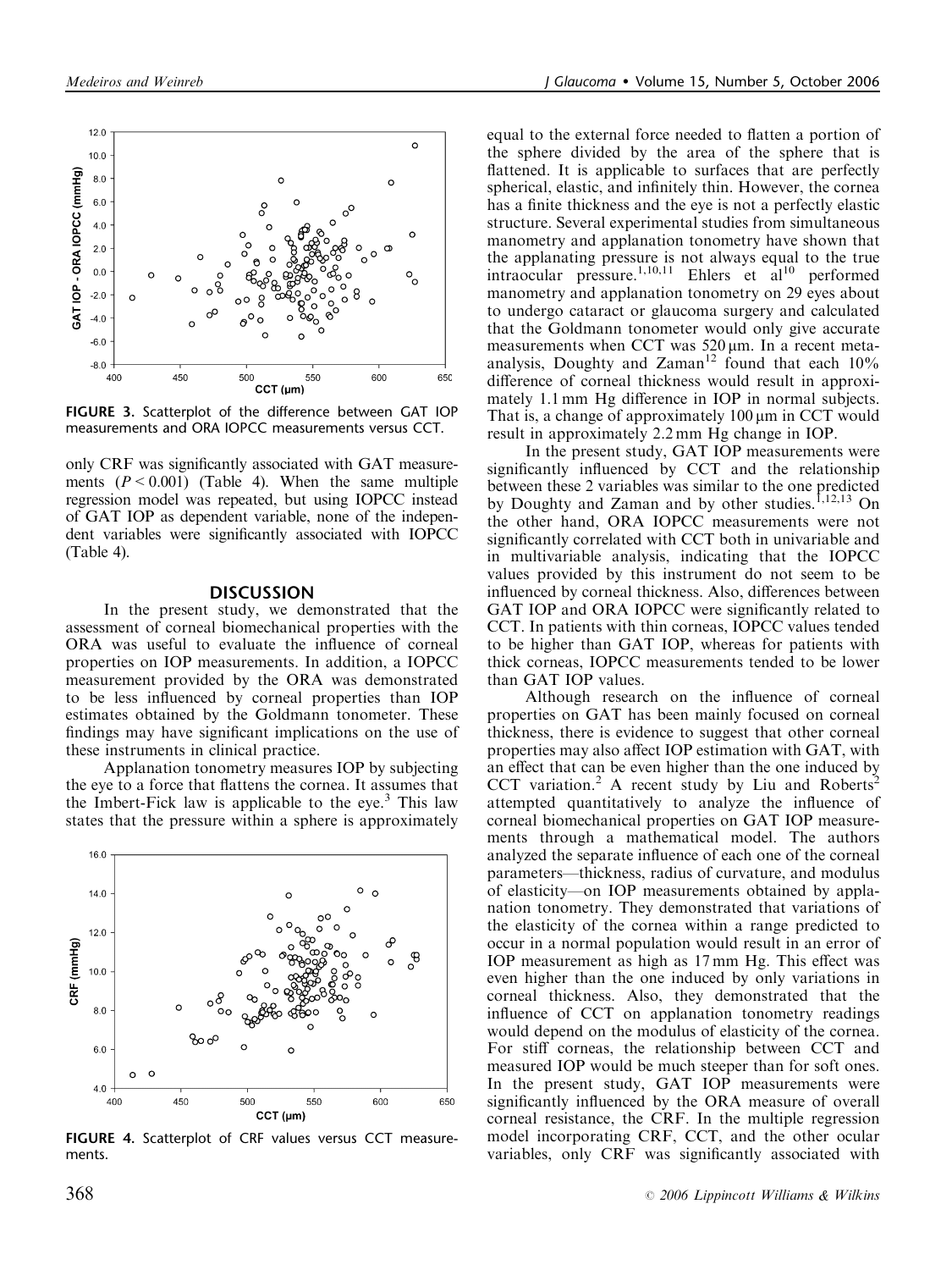FIGURE 3. Scatterplot of the difference between GAT IOP measurements and ORA IOPCC measurements versus CCT.

only CRF was significantly associated with GAT measurements ($P < 0.001$) (Table 4). When the same multiple regression model was repeated, but using IOPCC instead of GAT IOP as dependent variable, none of the independent variables were significantly associated with IOPCC (Table 4).

## DISCUSSION

In the present study, we demonstrated that the assessment of corneal biomechanical properties with the ORA was useful to evaluate the influence of corneal properties on IOP measurements. In addition, a IOPCC measurement provided by the ORA was demonstrated to be less influenced by corneal properties than IOP estimates obtained by the Goldmann tonometer. These findings may have significant implications on the use of these instruments in clinical practice.

Applanation tonometry measures IOP by subjecting the eye to a force that flattens the cornea. It assumes that the Imbert-Fick law is applicable to the eye.[3] This law states that the pressure within a sphere is approximately equal to the external force needed to flatten a portion of the sphere divided by the area of the sphere that is flattened. It is applicable to surfaces that are perfectly spherical, elastic, and infinitely thin. However, the cornea has a finite thickness and the eye is not a perfectly elastic structure. Several experimental studies from simultaneous manometry and applanation tonometry have shown that the applanating pressure is not always equal to the true intraocular pressure.[1,10,11] Ehlers et al[10] performed manometry and applanation tonometry on 29 eyes about to undergo cataract or glaucoma surgery and calculated that the Goldmann tonometer would only give accurate measurements when CCT was 520 μm. In a recent meta-analysis, Doughty and Zaman[12] found that each 10% difference of corneal thickness would result in approximately 1.1 mm Hg difference in IOP in normal subjects. That is, a change of approximately 100 μm in CCT would result in approximately 2.2 mm Hg change in IOP.

In the present study, GAT IOP measurements were significantly influenced by CCT and the relationship between these 2 variables was similar to the one predicted by Doughty and Zaman and by other studies.[1,12,13] On the other hand, ORA IOPCC measurements were not significantly correlated with CCT both in univariable and in multivariable analysis, indicating that the IOPCC values provided by this instrument do not seem to be influenced by corneal thickness. Also, differences between GAT IOP and ORA IOPCC were significantly related to CCT. In patients with thin corneas, IOPCC values tended to be higher than GAT IOP, whereas for patients with thick corneas, IOPCC measurements tended to be lower than GAT IOP values.

Although research on the influence of corneal properties on GAT has been mainly focused on corneal thickness, there is evidence to suggest that other corneal properties may also affect IOP estimation with GAT, with an effect that can be even higher than the one induced by CCT variation.[2] A recent study by Liu and Roberts[2] attempted quantitatively to analyze the influence of corneal biomechanical properties on GAT IOP measurements through a mathematical model. The authors analyzed the separate influence of each one of the corneal parameters—thickness, radius of curvature, and modulus of elasticity—on IOP measurements obtained by applanation tonometry. They demonstrated that variations of the elasticity of the cornea within a range predicted to occur in a normal population would result in an error of IOP measurement as high as 17 mm Hg. This effect was even higher than the one induced by only variations in corneal thickness. Also, they demonstrated that the influence of CCT on applanation tonometry readings would depend on the modulus of elasticity of the cornea. For stiff corneas, the relationship between CCT and measured IOP would be much steeper than for soft ones. In the present study, GAT IOP measurements were significantly influenced by the ORA measure of overall corneal resistance, the CRF. In the multiple regression model incorporating CRF, CCT, and the other ocular variables, only CRF was significantly associated with

FIGURE 4. Scatterplot of CRF values versus CCT measurements.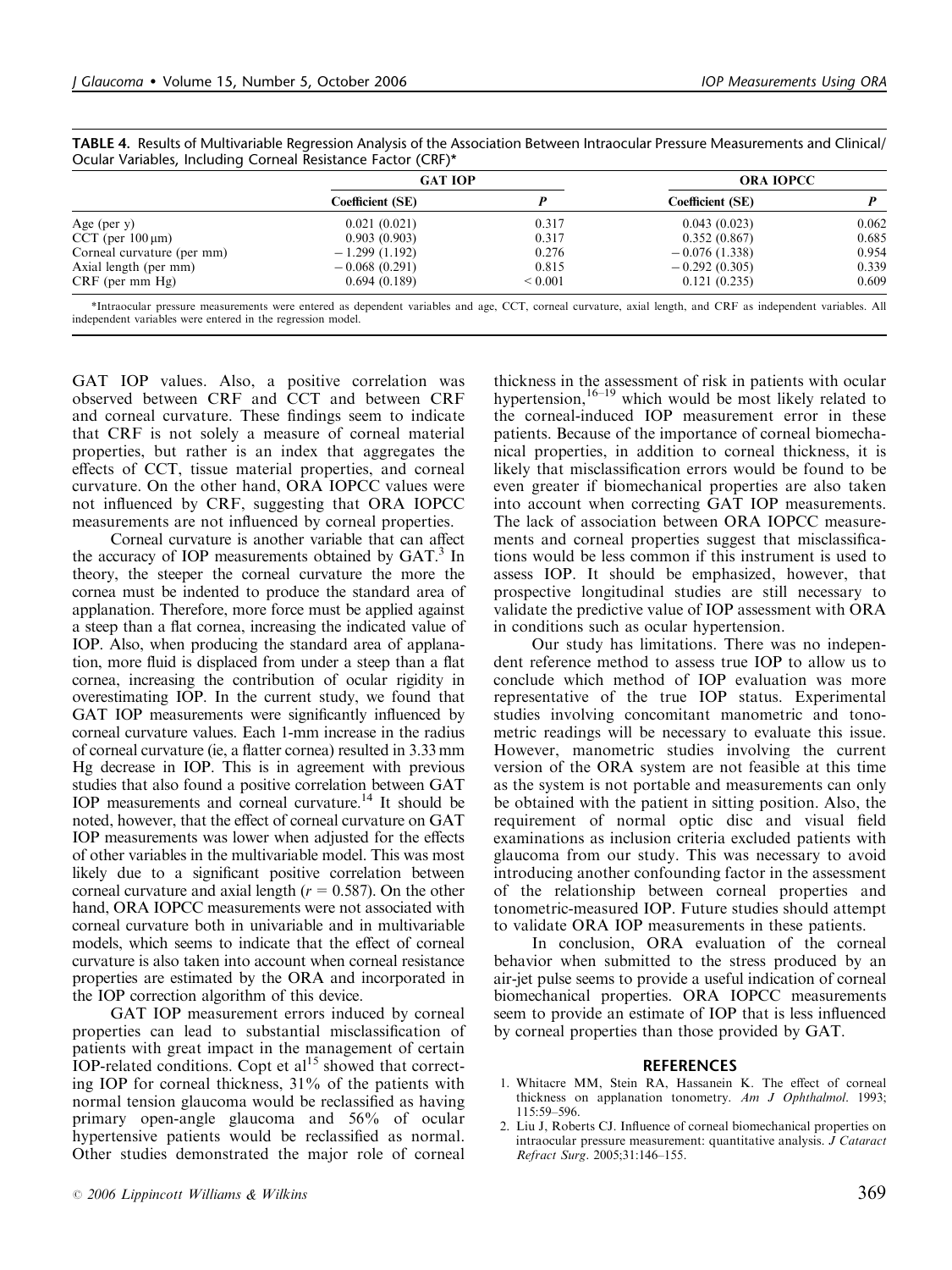**TABLE 4.** Results of Multivariable Regression Analysis of the Association Between Intraocular Pressure Measurements and Clinical/Ocular Variables, Including Corneal Resistance Factor (CRF)*

| | GAT IOP | | ORA IOPCC | |
|---|---|---|---|---|
| | Coefficient (SE) | P | Coefficient (SE) | P |
| Age (per y) | 0.021 (0.021) | 0.317 | 0.043 (0.023) | 0.062 |
| CCT (per 100 μm) | 0.903 (0.903) | 0.317 | 0.352 (0.867) | 0.685 |
| Corneal curvature (per mm) | −1.299 (1.192) | 0.276 | −0.076 (1.338) | 0.954 |
| Axial length (per mm) | −0.068 (0.291) | 0.815 | −0.292 (0.305) | 0.339 |
| CRF (per mm Hg) | 0.694 (0.189) | < 0.001 | 0.121 (0.235) | 0.609 |

*Intraocular pressure measurements were entered as dependent variables and age, CCT, corneal curvature, axial length, and CRF as independent variables. All independent variables were entered in the regression model.

GAT IOP values. Also, a positive correlation was observed between CRF and CCT and between CRF and corneal curvature. These findings seem to indicate that CRF is not solely a measure of corneal material properties, but rather is an index that aggregates the effects of CCT, tissue material properties, and corneal curvature. On the other hand, ORA IOPCC values were not influenced by CRF, suggesting that ORA IOPCC measurements are not influenced by corneal properties.

Corneal curvature is another variable that can affect the accuracy of IOP measurements obtained by GAT.[3] In theory, the steeper the corneal curvature the more the cornea must be indented to produce the standard area of applanation. Therefore, more force must be applied against a steep than a flat cornea, increasing the indicated value of IOP. Also, when producing the standard area of applanation, more fluid is displaced from under a steep than a flat cornea, increasing the contribution of ocular rigidity in overestimating IOP. In the current study, we found that GAT IOP measurements were significantly influenced by corneal curvature values. Each 1-mm increase in the radius of corneal curvature (ie, a flatter cornea) resulted in 3.33 mm Hg decrease in IOP. This is in agreement with previous studies that also found a positive correlation between GAT IOP measurements and corneal curvature.[14] It should be noted, however, that the effect of corneal curvature on GAT IOP measurements was lower when adjusted for the effects of other variables in the multivariable model. This was most likely due to a significant positive correlation between corneal curvature and axial length ($r = 0.587$). On the other hand, ORA IOPCC measurements were not associated with corneal curvature both in univariable and in multivariable models, which seems to indicate that the effect of corneal curvature is also taken into account when corneal resistance properties are estimated by the ORA and incorporated in the IOP correction algorithm of this device.

GAT IOP measurement errors induced by corneal properties can lead to substantial misclassification of patients with great impact in the management of certain IOP-related conditions. Copt et al[15] showed that correcting IOP for corneal thickness, 31% of the patients with normal tension glaucoma would be reclassified as having primary open-angle glaucoma and 56% of ocular hypertensive patients would be reclassified as normal. Other studies demonstrated the major role of corneal thickness in the assessment of risk in patients with ocular hypertension,[16–19] which would be most likely related to the corneal-induced IOP measurement error in these patients. Because of the importance of corneal biomechanical properties, in addition to corneal thickness, it is likely that misclassification errors would be found to be even greater if biomechanical properties are also taken into account when correcting GAT IOP measurements. The lack of association between ORA IOPCC measurements and corneal properties suggest that misclassifications would be less common if this instrument is used to assess IOP. It should be emphasized, however, that prospective longitudinal studies are still necessary to validate the predictive value of IOP assessment with ORA in conditions such as ocular hypertension.

Our study has limitations. There was no independent reference method to assess true IOP to allow us to conclude which method of IOP evaluation was more representative of the true IOP status. Experimental studies involving concomitant manometric and tonometric readings will be necessary to evaluate this issue. However, manometric studies involving the current version of the ORA system are not feasible at this time as the system is not portable and measurements can only be obtained with the patient in sitting position. Also, the requirement of normal optic disc and visual field examinations as inclusion criteria excluded patients with glaucoma from our study. This was necessary to avoid introducing another confounding factor in the assessment of the relationship between corneal properties and tonometric-measured IOP. Future studies should attempt to validate ORA IOP measurements in these patients.

In conclusion, ORA evaluation of the corneal behavior when submitted to the stress produced by an air-jet pulse seems to provide a useful indication of corneal biomechanical properties. ORA IOPCC measurements seem to provide an estimate of IOP that is less influenced by corneal properties than those provided by GAT.

## REFERENCES

1. Whitacre MM, Stein RA, Hassanein K. The effect of corneal thickness on applanation tonometry. *Am J Ophthalmol*. 1993; 115:59–596.
2. Liu J, Roberts CJ. Influence of corneal biomechanical properties on intraocular pressure measurement: quantitative analysis. *J Cataract Refract Surg*. 2005;31:146–155.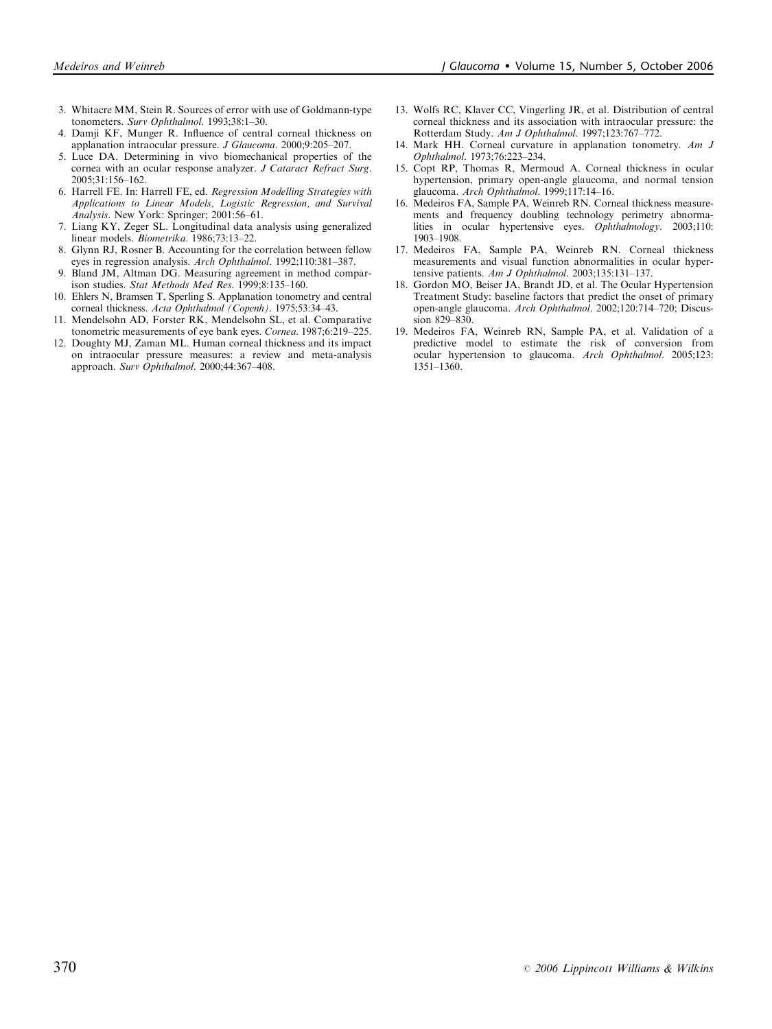3. Whitacre MM, Stein R. Sources of error with use of Goldmann-type tonometers. *Surv Ophthalmol*. 1993;38:1–30.
4. Damji KF, Munger R. Influence of central corneal thickness on applanation intraocular pressure. *J Glaucoma*. 2000;9:205–207.
5. Luce DA. Determining in vivo biomechanical properties of the cornea with an ocular response analyzer. *J Cataract Refract Surg*. 2005;31:156–162.
6. Harrell FE. In: Harrell FE, ed. *Regression Modelling Strategies with Applications to Linear Models, Logistic Regression, and Survival Analysis*. New York: Springer; 2001:56–61.
7. Liang KY, Zeger SL. Longitudinal data analysis using generalized linear models. *Biometrika*. 1986;73:13–22.
8. Glynn RJ, Rosner B. Accounting for the correlation between fellow eyes in regression analysis. *Arch Ophthalmol*. 1992;110:381–387.
9. Bland JM, Altman DG. Measuring agreement in method comparison studies. *Stat Methods Med Res*. 1999;8:135–160.
10. Ehlers N, Bramsen T, Sperling S. Applanation tonometry and central corneal thickness. *Acta Ophthalmol (Copenh)*. 1975;53:34–43.
11. Mendelsohn AD, Forster RK, Mendelsohn SL, et al. Comparative tonometric measurements of eye bank eyes. *Cornea*. 1987;6:219–225.
12. Doughty MJ, Zaman ML. Human corneal thickness and its impact on intraocular pressure measures: a review and meta-analysis approach. *Surv Ophthalmol*. 2000;44:367–408.
13. Wolfs RC, Klaver CC, Vingerling JR, et al. Distribution of central corneal thickness and its association with intraocular pressure: the Rotterdam Study. *Am J Ophthalmol*. 1997;123:767–772.
14. Mark HH. Corneal curvature in applanation tonometry. *Am J Ophthalmol*. 1973;76:223–234.
15. Copt RP, Thomas R, Mermoud A. Corneal thickness in ocular hypertension, primary open-angle glaucoma, and normal tension glaucoma. *Arch Ophthalmol*. 1999;117:14–16.
16. Medeiros FA, Sample PA, Weinreb RN. Corneal thickness measurements and frequency doubling technology perimetry abnormalities in ocular hypertensive eyes. *Ophthalmology*. 2003;110: 1903–1908.
17. Medeiros FA, Sample PA, Weinreb RN. Corneal thickness measurements and visual function abnormalities in ocular hypertensive patients. *Am J Ophthalmol*. 2003;135:131–137.
18. Gordon MO, Beiser JA, Brandt JD, et al. The Ocular Hypertension Treatment Study: baseline factors that predict the onset of primary open-angle glaucoma. *Arch Ophthalmol*. 2002;120:714–720; Discussion 829–830.
19. Medeiros FA, Weinreb RN, Sample PA, et al. Validation of a predictive model to estimate the risk of conversion from ocular hypertension to glaucoma. *Arch Ophthalmol*. 2005;123: 1351–1360.